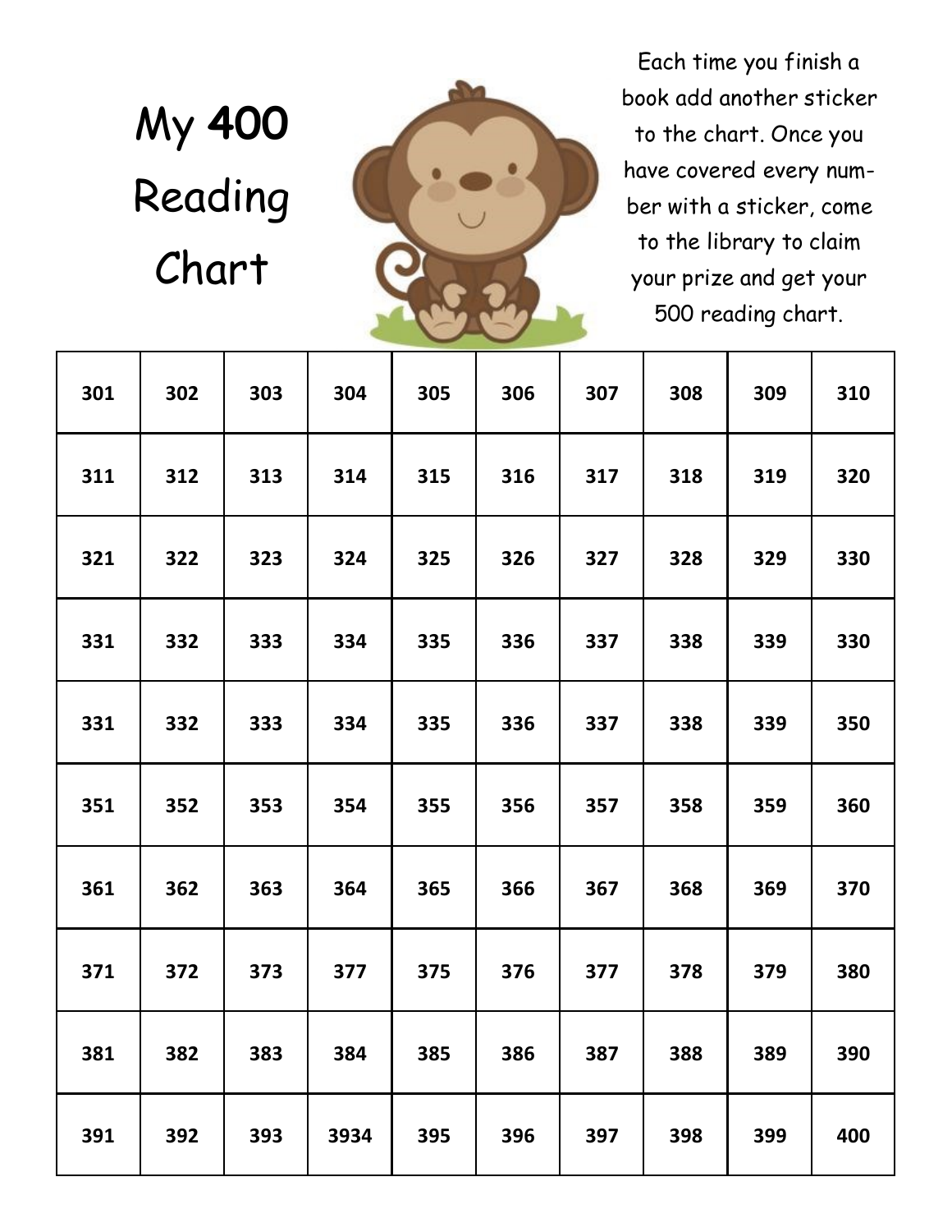# My 400 Reading Chart

Each time you finish a book add another sticker to the chart. Once you have covered every number with a sticker, come to the library to claim your prize and get your 500 reading chart.

| | | | | | | | | | |
|---|---|---|---|---|---|---|---|---|---|
| 301 | 302 | 303 | 304 | 305 | 306 | 307 | 308 | 309 | 310 |
| 311 | 312 | 313 | 314 | 315 | 316 | 317 | 318 | 319 | 320 |
| 321 | 322 | 323 | 324 | 325 | 326 | 327 | 328 | 329 | 330 |
| 331 | 332 | 333 | 334 | 335 | 336 | 337 | 338 | 339 | 330 |
| 331 | 332 | 333 | 334 | 335 | 336 | 337 | 338 | 339 | 350 |
| 351 | 352 | 353 | 354 | 355 | 356 | 357 | 358 | 359 | 360 |
| 361 | 362 | 363 | 364 | 365 | 366 | 367 | 368 | 369 | 370 |
| 371 | 372 | 373 | 377 | 375 | 376 | 377 | 378 | 379 | 380 |
| 381 | 382 | 383 | 384 | 385 | 386 | 387 | 388 | 389 | 390 |
| 391 | 392 | 393 | 3934 | 395 | 396 | 397 | 398 | 399 | 400 |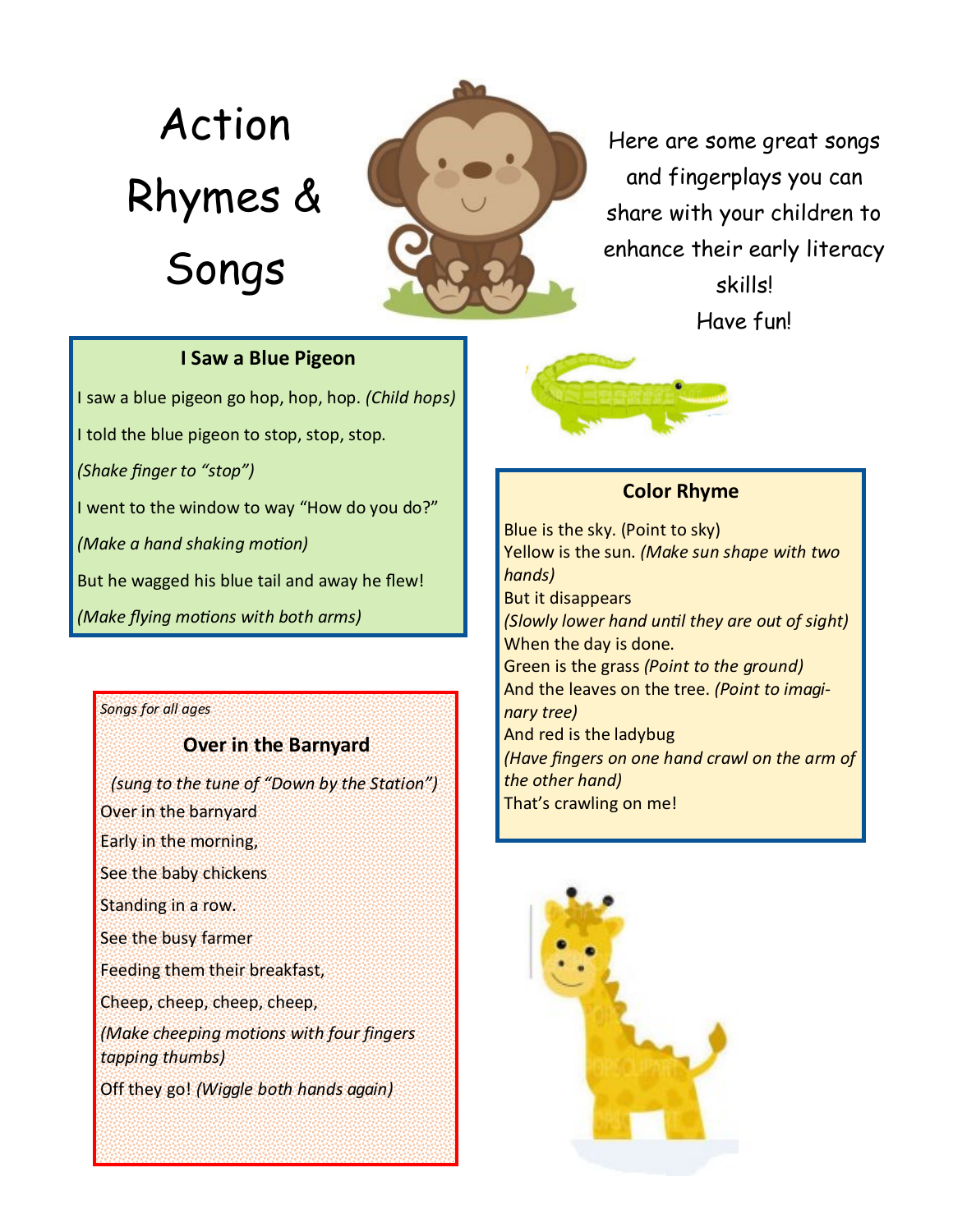# Action Rhymes & Songs

Here are some great songs and fingerplays you can share with your children to enhance their early literacy skills!

Have fun!

### I Saw a Blue Pigeon

I saw a blue pigeon go hop, hop, hop. *(Child hops)*

I told the blue pigeon to stop, stop, stop.

*(Shake finger to "stop")*

I went to the window to way "How do you do?"

*(Make a hand shaking motion)*

But he wagged his blue tail and away he flew!

*(Make flying motions with both arms)*

### Color Rhyme

Blue is the sky. (Point to sky)
Yellow is the sun. *(Make sun shape with two hands)*
But it disappears
*(Slowly lower hand until they are out of sight)*
When the day is done.
Green is the grass *(Point to the ground)*
And the leaves on the tree. *(Point to imaginary tree)*
And red is the ladybug
*(Have fingers on one hand crawl on the arm of the other hand)*
That's crawling on me!

*Songs for all ages*

### Over in the Barnyard

*(sung to the tune of "Down by the Station")*

Over in the barnyard

Early in the morning,

See the baby chickens

Standing in a row.

See the busy farmer

Feeding them their breakfast,

Cheep, cheep, cheep, cheep,

*(Make cheeping motions with four fingers tapping thumbs)*

Off they go! *(Wiggle both hands again)*